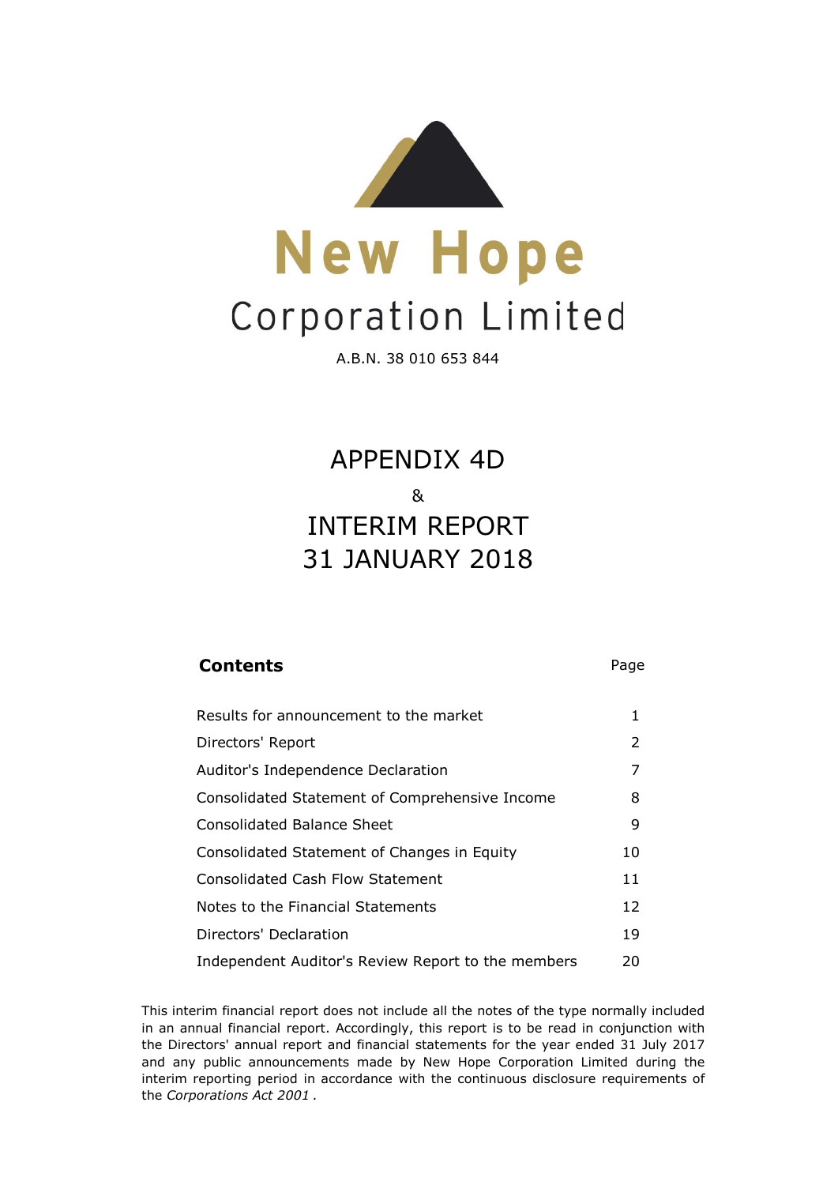# New Hope

## Corporation Limited

A.B.N. 38 010 653 844

# APPENDIX 4D

&

# INTERIM REPORT
# 31 JANUARY 2018

| **Contents** | Page |
|---|---|
| Results for announcement to the market | 1 |
| Directors' Report | 2 |
| Auditor's Independence Declaration | 7 |
| Consolidated Statement of Comprehensive Income | 8 |
| Consolidated Balance Sheet | 9 |
| Consolidated Statement of Changes in Equity | 10 |
| Consolidated Cash Flow Statement | 11 |
| Notes to the Financial Statements | 12 |
| Directors' Declaration | 19 |
| Independent Auditor's Review Report to the members | 20 |

This interim financial report does not include all the notes of the type normally included in an annual financial report. Accordingly, this report is to be read in conjunction with the Directors' annual report and financial statements for the year ended 31 July 2017 and any public announcements made by New Hope Corporation Limited during the interim reporting period in accordance with the continuous disclosure requirements of the *Corporations Act 2001* .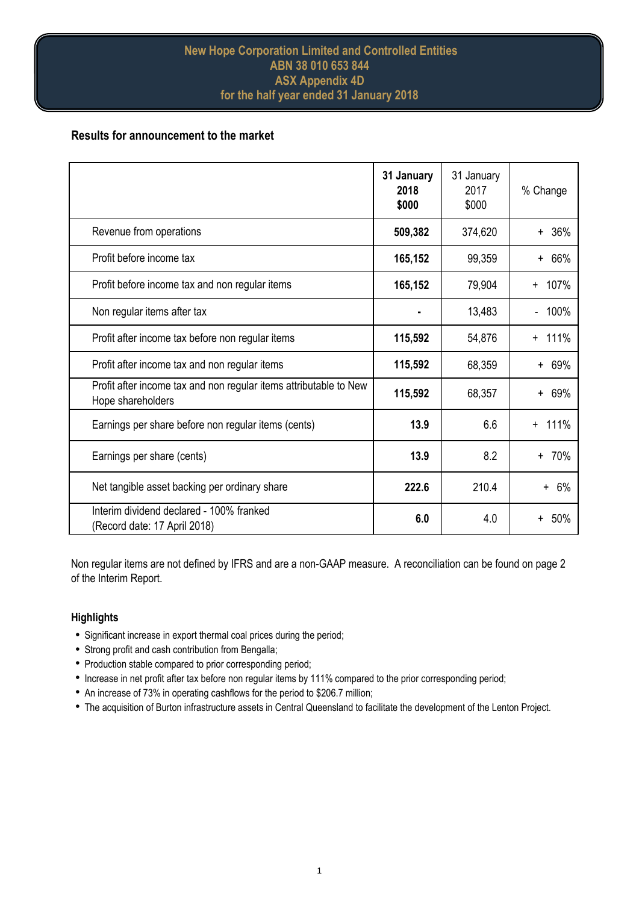# New Hope Corporation Limited and Controlled Entities
## ABN 38 010 653 844
## ASX Appendix 4D
## for the half year ended 31 January 2018

### Results for announcement to the market

| | **31 January 2018 $000** | 31 January 2017 $000 | % Change |
|---|---|---|---|
| Revenue from operations | **509,382** | 374,620 | + 36% |
| Profit before income tax | **165,152** | 99,359 | + 66% |
| Profit before income tax and non regular items | **165,152** | 79,904 | + 107% |
| Non regular items after tax | **-** | 13,483 | - 100% |
| Profit after income tax before non regular items | **115,592** | 54,876 | + 111% |
| Profit after income tax and non regular items | **115,592** | 68,359 | + 69% |
| Profit after income tax and non regular items attributable to New Hope shareholders | **115,592** | 68,357 | + 69% |
| Earnings per share before non regular items (cents) | **13.9** | 6.6 | + 111% |
| Earnings per share (cents) | **13.9** | 8.2 | + 70% |
| Net tangible asset backing per ordinary share | **222.6** | 210.4 | + 6% |
| Interim dividend declared - 100% franked (Record date: 17 April 2018) | **6.0** | 4.0 | + 50% |

Non regular items are not defined by IFRS and are a non-GAAP measure. A reconciliation can be found on page 2 of the Interim Report.

### Highlights

- Significant increase in export thermal coal prices during the period;
- Strong profit and cash contribution from Bengalla;
- Production stable compared to prior corresponding period;
- Increase in net profit after tax before non regular items by 111% compared to the prior corresponding period;
- An increase of 73% in operating cashflows for the period to $206.7 million;
- The acquisition of Burton infrastructure assets in Central Queensland to facilitate the development of the Lenton Project.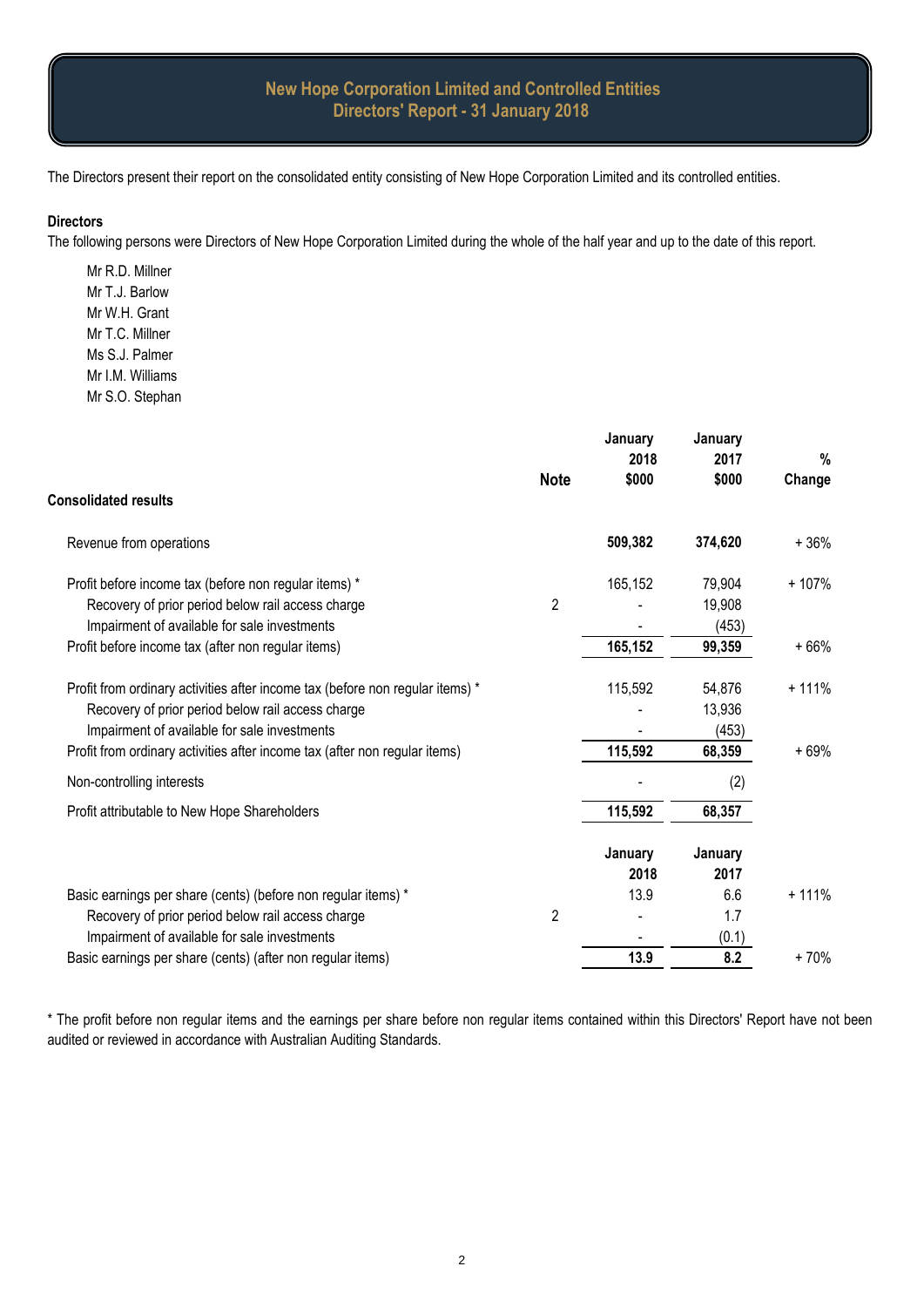# New Hope Corporation Limited and Controlled Entities
## Directors' Report - 31 January 2018

The Directors present their report on the consolidated entity consisting of New Hope Corporation Limited and its controlled entities.

**Directors**

The following persons were Directors of New Hope Corporation Limited during the whole of the half year and up to the date of this report.

Mr R.D. Millner
Mr T.J. Barlow
Mr W.H. Grant
Mr T.C. Millner
Ms S.J. Palmer
Mr I.M. Williams
Mr S.O. Stephan

| Consolidated results | Note | January 2018 $000 | January 2017 $000 | % Change |
|---|---|---|---|---|
| Revenue from operations | | **509,382** | **374,620** | + 36% |
| Profit before income tax (before non regular items) * | | 165,152 | 79,904 | + 107% |
| Recovery of prior period below rail access charge | 2 | - | 19,908 | |
| Impairment of available for sale investments | | - | (453) | |
| Profit before income tax (after non regular items) | | **165,152** | **99,359** | + 66% |
| Profit from ordinary activities after income tax (before non regular items) * | | 115,592 | 54,876 | + 111% |
| Recovery of prior period below rail access charge | | - | 13,936 | |
| Impairment of available for sale investments | | - | (453) | |
| Profit from ordinary activities after income tax (after non regular items) | | **115,592** | **68,359** | + 69% |
| Non-controlling interests | | - | (2) | |
| Profit attributable to New Hope Shareholders | | **115,592** | **68,357** | |

| | Note | January 2018 | January 2017 | % Change |
|---|---|---|---|---|
| Basic earnings per share (cents) (before non regular items) * | | 13.9 | 6.6 | + 111% |
| Recovery of prior period below rail access charge | 2 | - | 1.7 | |
| Impairment of available for sale investments | | - | (0.1) | |
| Basic earnings per share (cents) (after non regular items) | | **13.9** | **8.2** | + 70% |

* The profit before non regular items and the earnings per share before non regular items contained within this Directors' Report have not been audited or reviewed in accordance with Australian Auditing Standards.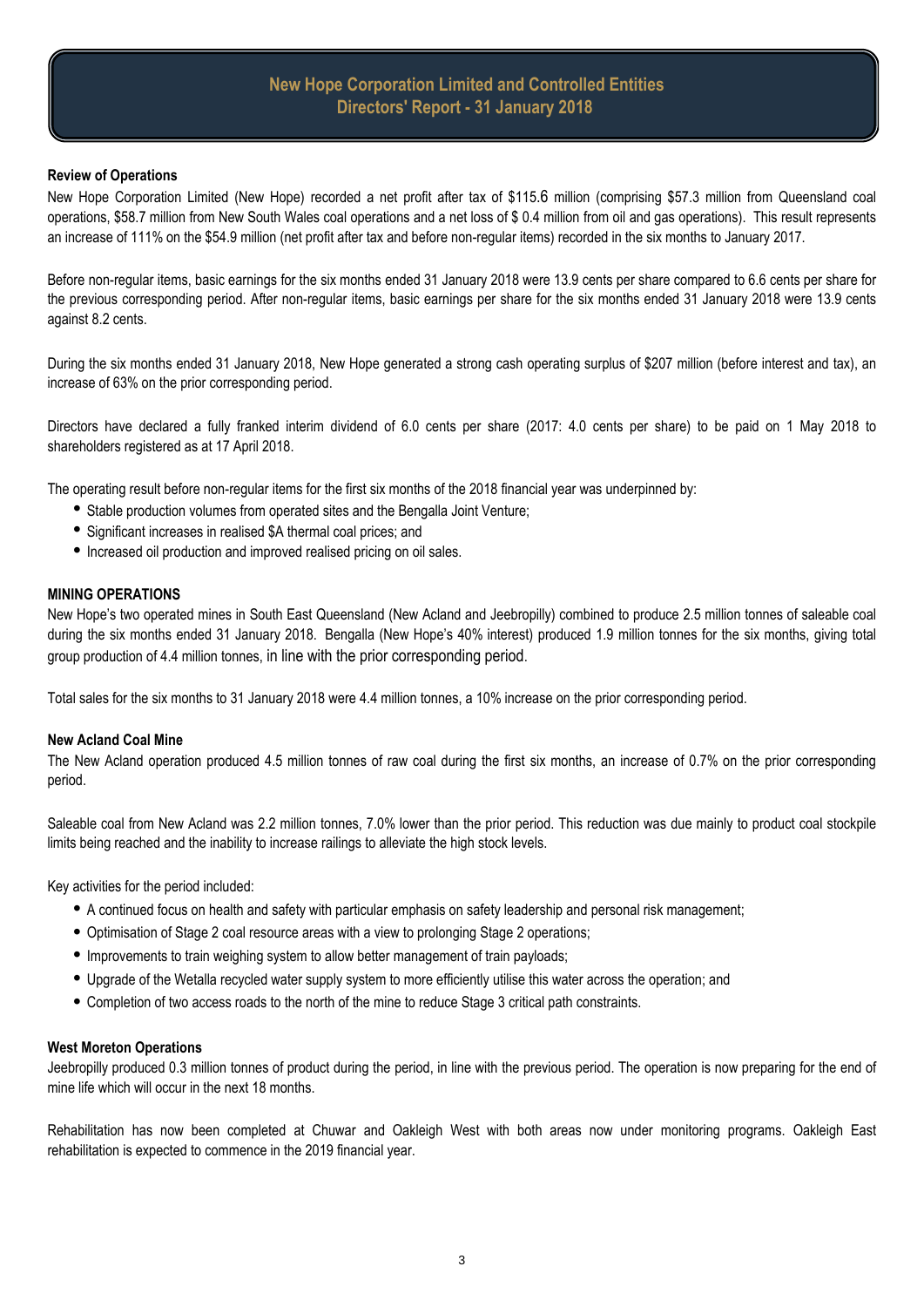# New Hope Corporation Limited and Controlled Entities
## Directors' Report - 31 January 2018

**Review of Operations**

New Hope Corporation Limited (New Hope) recorded a net profit after tax of $115.6 million (comprising $57.3 million from Queensland coal operations, $58.7 million from New South Wales coal operations and a net loss of $ 0.4 million from oil and gas operations). This result represents an increase of 111% on the $54.9 million (net profit after tax and before non-regular items) recorded in the six months to January 2017.

Before non-regular items, basic earnings for the six months ended 31 January 2018 were 13.9 cents per share compared to 6.6 cents per share for the previous corresponding period. After non-regular items, basic earnings per share for the six months ended 31 January 2018 were 13.9 cents against 8.2 cents.

During the six months ended 31 January 2018, New Hope generated a strong cash operating surplus of $207 million (before interest and tax), an increase of 63% on the prior corresponding period.

Directors have declared a fully franked interim dividend of 6.0 cents per share (2017: 4.0 cents per share) to be paid on 1 May 2018 to shareholders registered as at 17 April 2018.

The operating result before non-regular items for the first six months of the 2018 financial year was underpinned by:

- Stable production volumes from operated sites and the Bengalla Joint Venture;
- Significant increases in realised $A thermal coal prices; and
- Increased oil production and improved realised pricing on oil sales.

**MINING OPERATIONS**

New Hope's two operated mines in South East Queensland (New Acland and Jeebropilly) combined to produce 2.5 million tonnes of saleable coal during the six months ended 31 January 2018. Bengalla (New Hope's 40% interest) produced 1.9 million tonnes for the six months, giving total group production of 4.4 million tonnes, in line with the prior corresponding period.

Total sales for the six months to 31 January 2018 were 4.4 million tonnes, a 10% increase on the prior corresponding period.

**New Acland Coal Mine**

The New Acland operation produced 4.5 million tonnes of raw coal during the first six months, an increase of 0.7% on the prior corresponding period.

Saleable coal from New Acland was 2.2 million tonnes, 7.0% lower than the prior period. This reduction was due mainly to product coal stockpile limits being reached and the inability to increase railings to alleviate the high stock levels.

Key activities for the period included:

- A continued focus on health and safety with particular emphasis on safety leadership and personal risk management;
- Optimisation of Stage 2 coal resource areas with a view to prolonging Stage 2 operations;
- Improvements to train weighing system to allow better management of train payloads;
- Upgrade of the Wetalla recycled water supply system to more efficiently utilise this water across the operation; and
- Completion of two access roads to the north of the mine to reduce Stage 3 critical path constraints.

**West Moreton Operations**

Jeebropilly produced 0.3 million tonnes of product during the period, in line with the previous period. The operation is now preparing for the end of mine life which will occur in the next 18 months.

Rehabilitation has now been completed at Chuwar and Oakleigh West with both areas now under monitoring programs. Oakleigh East rehabilitation is expected to commence in the 2019 financial year.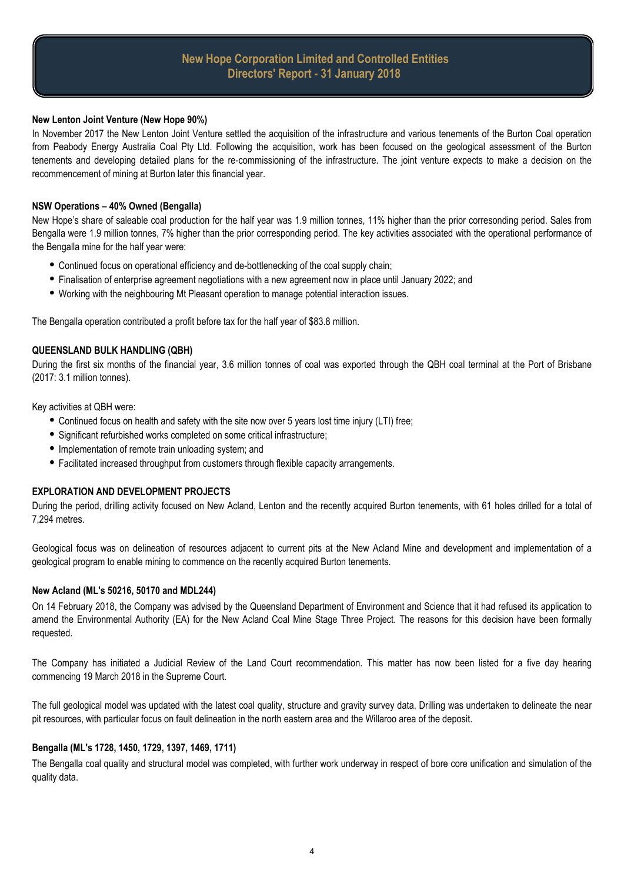## New Lenton Joint Venture (New Hope 90%)

In November 2017 the New Lenton Joint Venture settled the acquisition of the infrastructure and various tenements of the Burton Coal operation from Peabody Energy Australia Coal Pty Ltd. Following the acquisition, work has been focused on the geological assessment of the Burton tenements and developing detailed plans for the re-commissioning of the infrastructure. The joint venture expects to make a decision on the recommencement of mining at Burton later this financial year.

## NSW Operations – 40% Owned (Bengalla)

New Hope's share of saleable coal production for the half year was 1.9 million tonnes, 11% higher than the prior corresonding period. Sales from Bengalla were 1.9 million tonnes, 7% higher than the prior corresponding period. The key activities associated with the operational performance of the Bengalla mine for the half year were:

- Continued focus on operational efficiency and de-bottlenecking of the coal supply chain;
- Finalisation of enterprise agreement negotiations with a new agreement now in place until January 2022; and
- Working with the neighbouring Mt Pleasant operation to manage potential interaction issues.

The Bengalla operation contributed a profit before tax for the half year of $83.8 million.

## QUEENSLAND BULK HANDLING (QBH)

During the first six months of the financial year, 3.6 million tonnes of coal was exported through the QBH coal terminal at the Port of Brisbane (2017: 3.1 million tonnes).

Key activities at QBH were:

- Continued focus on health and safety with the site now over 5 years lost time injury (LTI) free;
- Significant refurbished works completed on some critical infrastructure;
- Implementation of remote train unloading system; and
- Facilitated increased throughput from customers through flexible capacity arrangements.

## EXPLORATION AND DEVELOPMENT PROJECTS

During the period, drilling activity focused on New Acland, Lenton and the recently acquired Burton tenements, with 61 holes drilled for a total of 7,294 metres.

Geological focus was on delineation of resources adjacent to current pits at the New Acland Mine and development and implementation of a geological program to enable mining to commence on the recently acquired Burton tenements.

## New Acland (ML's 50216, 50170 and MDL244)

On 14 February 2018, the Company was advised by the Queensland Department of Environment and Science that it had refused its application to amend the Environmental Authority (EA) for the New Acland Coal Mine Stage Three Project. The reasons for this decision have been formally requested.

The Company has initiated a Judicial Review of the Land Court recommendation. This matter has now been listed for a five day hearing commencing 19 March 2018 in the Supreme Court.

The full geological model was updated with the latest coal quality, structure and gravity survey data. Drilling was undertaken to delineate the near pit resources, with particular focus on fault delineation in the north eastern area and the Willaroo area of the deposit.

## Bengalla (ML's 1728, 1450, 1729, 1397, 1469, 1711)

The Bengalla coal quality and structural model was completed, with further work underway in respect of bore core unification and simulation of the quality data.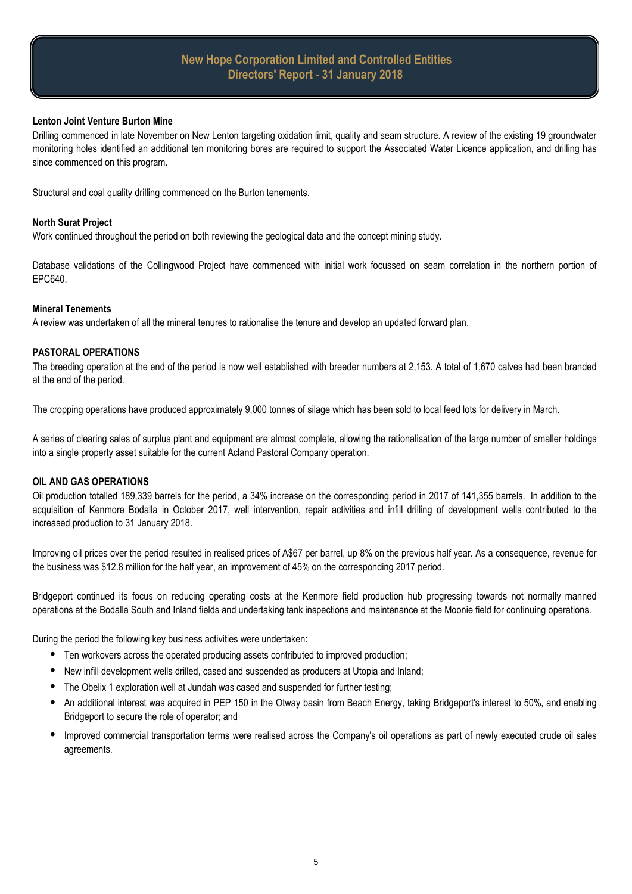#### Lenton Joint Venture Burton Mine

Drilling commenced in late November on New Lenton targeting oxidation limit, quality and seam structure. A review of the existing 19 groundwater monitoring holes identified an additional ten monitoring bores are required to support the Associated Water Licence application, and drilling has since commenced on this program.

Structural and coal quality drilling commenced on the Burton tenements.

#### North Surat Project

Work continued throughout the period on both reviewing the geological data and the concept mining study.

Database validations of the Collingwood Project have commenced with initial work focussed on seam correlation in the northern portion of EPC640.

#### Mineral Tenements

A review was undertaken of all the mineral tenures to rationalise the tenure and develop an updated forward plan.

### PASTORAL OPERATIONS

The breeding operation at the end of the period is now well established with breeder numbers at 2,153. A total of 1,670 calves had been branded at the end of the period.

The cropping operations have produced approximately 9,000 tonnes of silage which has been sold to local feed lots for delivery in March.

A series of clearing sales of surplus plant and equipment are almost complete, allowing the rationalisation of the large number of smaller holdings into a single property asset suitable for the current Acland Pastoral Company operation.

### OIL AND GAS OPERATIONS

Oil production totalled 189,339 barrels for the period, a 34% increase on the corresponding period in 2017 of 141,355 barrels. In addition to the acquisition of Kenmore Bodalla in October 2017, well intervention, repair activities and infill drilling of development wells contributed to the increased production to 31 January 2018.

Improving oil prices over the period resulted in realised prices of A$67 per barrel, up 8% on the previous half year. As a consequence, revenue for the business was $12.8 million for the half year, an improvement of 45% on the corresponding 2017 period.

Bridgeport continued its focus on reducing operating costs at the Kenmore field production hub progressing towards not normally manned operations at the Bodalla South and Inland fields and undertaking tank inspections and maintenance at the Moonie field for continuing operations.

During the period the following key business activities were undertaken:

- Ten workovers across the operated producing assets contributed to improved production;
- New infill development wells drilled, cased and suspended as producers at Utopia and Inland;
- The Obelix 1 exploration well at Jundah was cased and suspended for further testing;
- An additional interest was acquired in PEP 150 in the Otway basin from Beach Energy, taking Bridgeport's interest to 50%, and enabling Bridgeport to secure the role of operator; and
- Improved commercial transportation terms were realised across the Company's oil operations as part of newly executed crude oil sales agreements.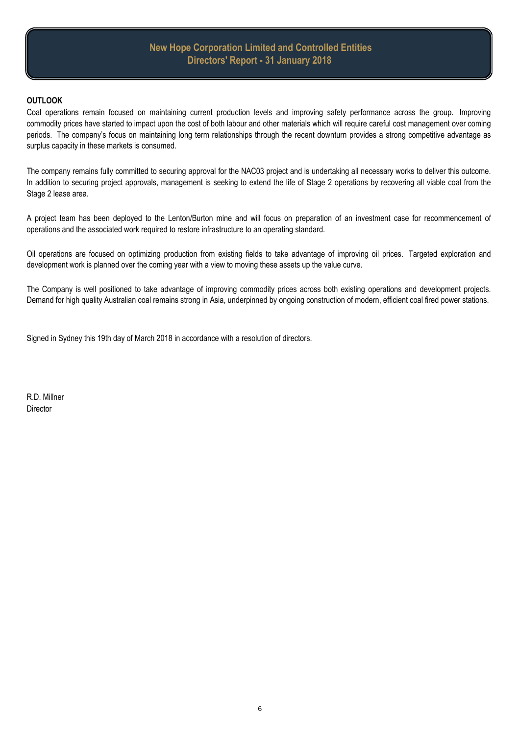# New Hope Corporation Limited and Controlled Entities
## Directors' Report - 31 January 2018

**OUTLOOK**

Coal operations remain focused on maintaining current production levels and improving safety performance across the group. Improving commodity prices have started to impact upon the cost of both labour and other materials which will require careful cost management over coming periods. The company's focus on maintaining long term relationships through the recent downturn provides a strong competitive advantage as surplus capacity in these markets is consumed.

The company remains fully committed to securing approval for the NAC03 project and is undertaking all necessary works to deliver this outcome. In addition to securing project approvals, management is seeking to extend the life of Stage 2 operations by recovering all viable coal from the Stage 2 lease area.

A project team has been deployed to the Lenton/Burton mine and will focus on preparation of an investment case for recommencement of operations and the associated work required to restore infrastructure to an operating standard.

Oil operations are focused on optimizing production from existing fields to take advantage of improving oil prices. Targeted exploration and development work is planned over the coming year with a view to moving these assets up the value curve.

The Company is well positioned to take advantage of improving commodity prices across both existing operations and development projects. Demand for high quality Australian coal remains strong in Asia, underpinned by ongoing construction of modern, efficient coal fired power stations.

Signed in Sydney this 19th day of March 2018 in accordance with a resolution of directors.

R.D. Millner
Director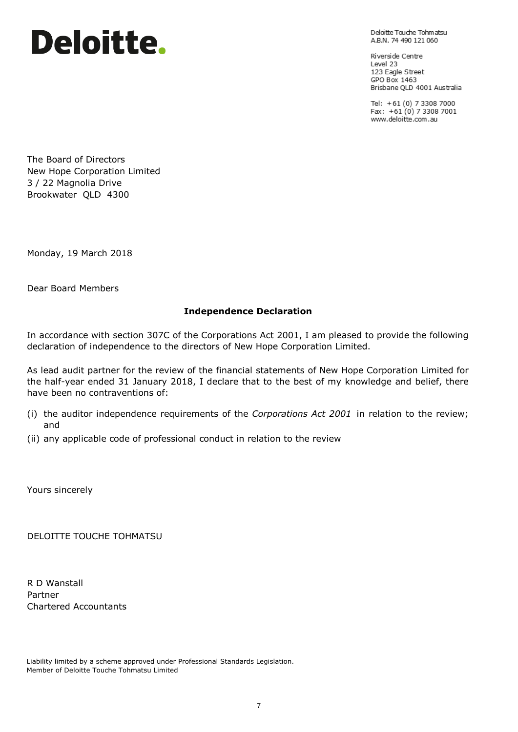# Deloitte.

Deloitte Touche Tohmatsu
A.B.N. 74 490 121 060

Riverside Centre
Level 23
123 Eagle Street
GPO Box 1463
Brisbane QLD 4001 Australia

Tel: +61 (0) 7 3308 7000
Fax: +61 (0) 7 3308 7001
www.deloitte.com.au

The Board of Directors
New Hope Corporation Limited
3 / 22 Magnolia Drive
Brookwater QLD 4300

Monday, 19 March 2018

Dear Board Members

**Independence Declaration**

In accordance with section 307C of the Corporations Act 2001, I am pleased to provide the following declaration of independence to the directors of New Hope Corporation Limited.

As lead audit partner for the review of the financial statements of New Hope Corporation Limited for the half-year ended 31 January 2018, I declare that to the best of my knowledge and belief, there have been no contraventions of:

(i) the auditor independence requirements of the *Corporations Act 2001* in relation to the review; and

(ii) any applicable code of professional conduct in relation to the review

Yours sincerely

DELOITTE TOUCHE TOHMATSU

R D Wanstall
Partner
Chartered Accountants

Liability limited by a scheme approved under Professional Standards Legislation.
Member of Deloitte Touche Tohmatsu Limited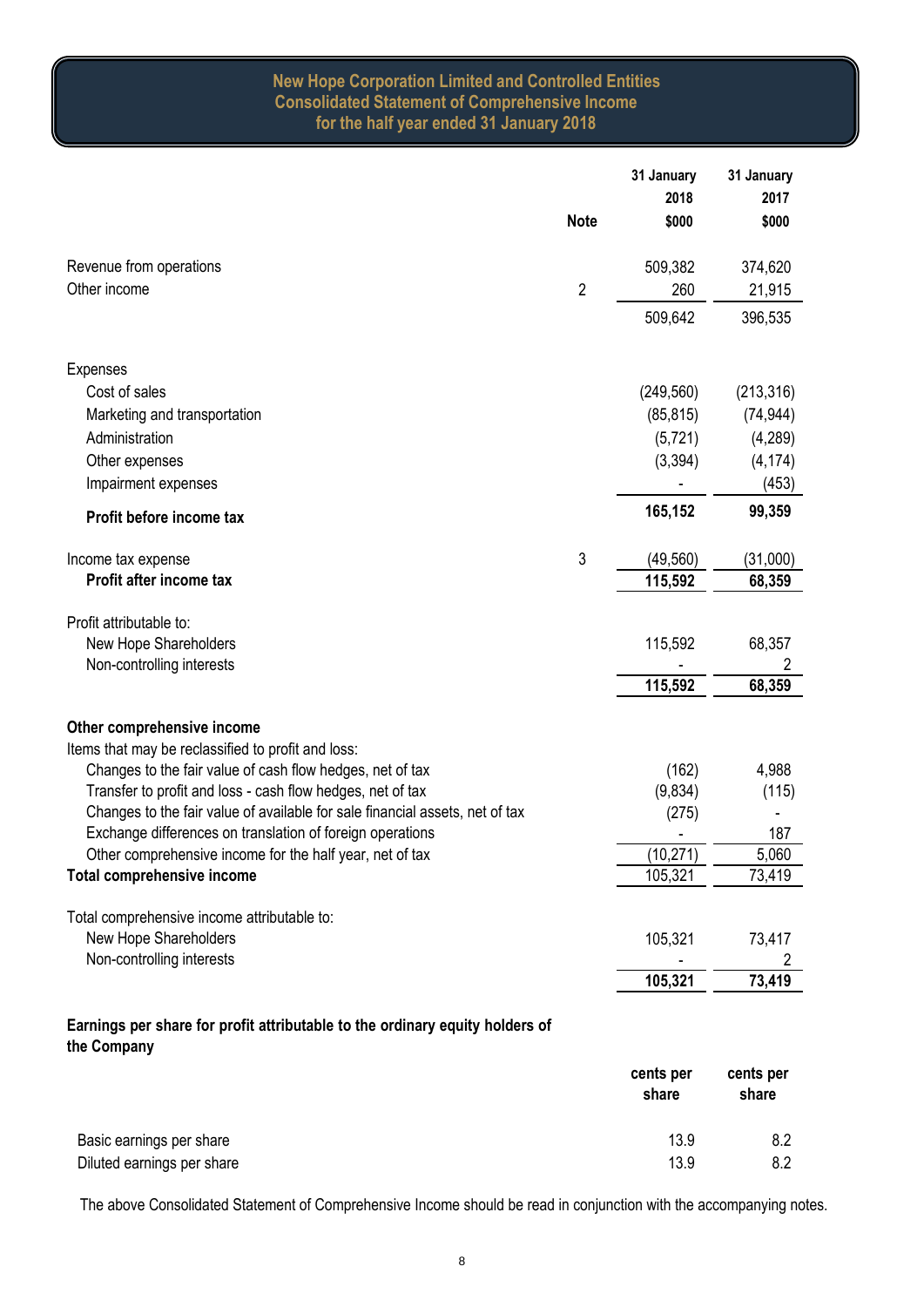# New Hope Corporation Limited and Controlled Entities
## Consolidated Statement of Comprehensive Income
## for the half year ended 31 January 2018

| | Note | 31 January 2018 $000 | 31 January 2017 $000 |
|---|---|---|---|
| Revenue from operations | | 509,382 | 374,620 |
| Other income | 2 | 260 | 21,915 |
| | | 509,642 | 396,535 |
| Expenses | | | |
| Cost of sales | | (249,560) | (213,316) |
| Marketing and transportation | | (85,815) | (74,944) |
| Administration | | (5,721) | (4,289) |
| Other expenses | | (3,394) | (4,174) |
| Impairment expenses | | - | (453) |
| **Profit before income tax** | | **165,152** | **99,359** |
| Income tax expense | 3 | (49,560) | (31,000) |
| **Profit after income tax** | | **115,592** | **68,359** |
| Profit attributable to: | | | |
| New Hope Shareholders | | 115,592 | 68,357 |
| Non-controlling interests | | - | 2 |
| | | **115,592** | **68,359** |
| **Other comprehensive income** | | | |
| Items that may be reclassified to profit and loss: | | | |
| Changes to the fair value of cash flow hedges, net of tax | | (162) | 4,988 |
| Transfer to profit and loss - cash flow hedges, net of tax | | (9,834) | (115) |
| Changes to the fair value of available for sale financial assets, net of tax | | (275) | - |
| Exchange differences on translation of foreign operations | | - | 187 |
| Other comprehensive income for the half year, net of tax | | (10,271) | 5,060 |
| **Total comprehensive income** | | 105,321 | 73,419 |
| Total comprehensive income attributable to: | | | |
| New Hope Shareholders | | 105,321 | 73,417 |
| Non-controlling interests | | - | 2 |
| | | **105,321** | **73,419** |

**Earnings per share for profit attributable to the ordinary equity holders of the Company**

| | cents per share | cents per share |
|---|---|---|
| Basic earnings per share | 13.9 | 8.2 |
| Diluted earnings per share | 13.9 | 8.2 |

The above Consolidated Statement of Comprehensive Income should be read in conjunction with the accompanying notes.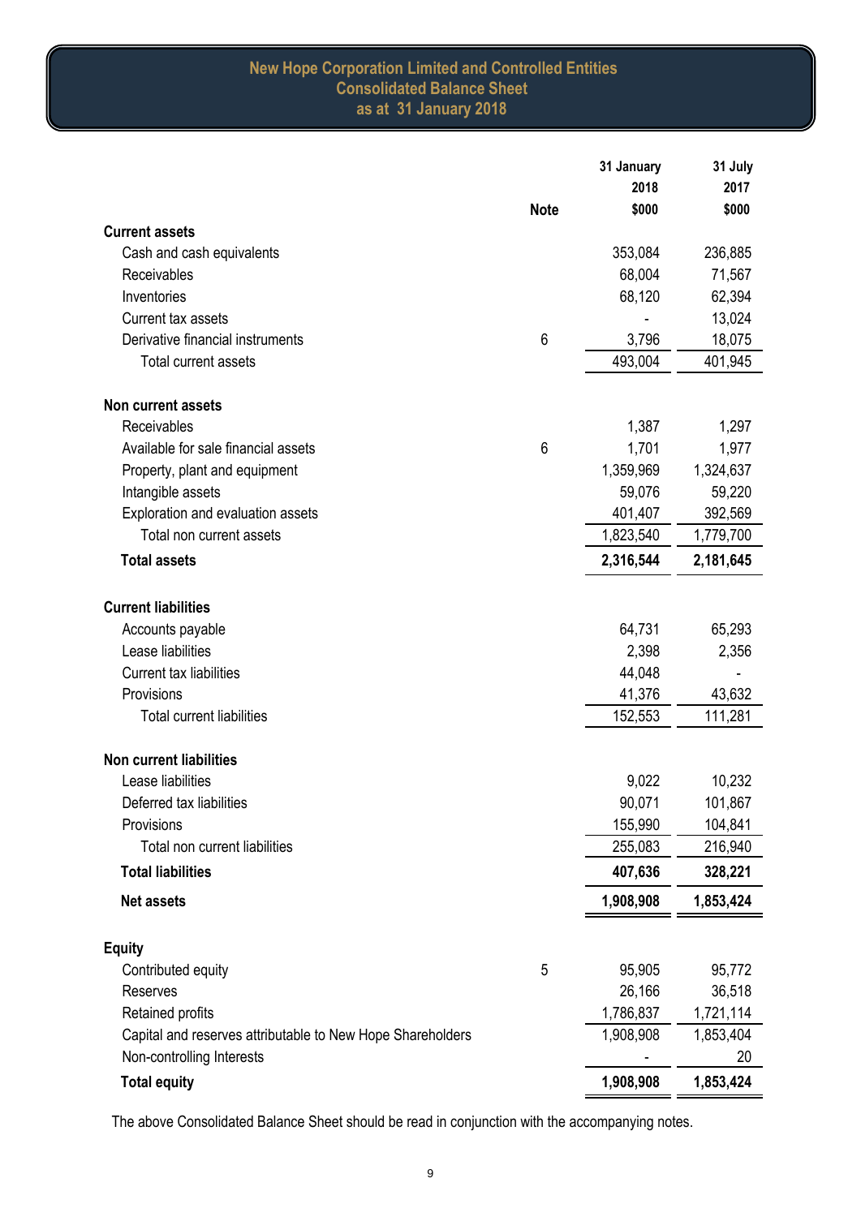# New Hope Corporation Limited and Controlled Entities
## Consolidated Balance Sheet
### as at 31 January 2018

| | Note | 31 January 2018 $000 | 31 July 2017 $000 |
|---|---|---|---|
| **Current assets** | | | |
| Cash and cash equivalents | | 353,084 | 236,885 |
| Receivables | | 68,004 | 71,567 |
| Inventories | | 68,120 | 62,394 |
| Current tax assets | | - | 13,024 |
| Derivative financial instruments | 6 | 3,796 | 18,075 |
| Total current assets | | 493,004 | 401,945 |
| **Non current assets** | | | |
| Receivables | | 1,387 | 1,297 |
| Available for sale financial assets | 6 | 1,701 | 1,977 |
| Property, plant and equipment | | 1,359,969 | 1,324,637 |
| Intangible assets | | 59,076 | 59,220 |
| Exploration and evaluation assets | | 401,407 | 392,569 |
| Total non current assets | | 1,823,540 | 1,779,700 |
| **Total assets** | | **2,316,544** | **2,181,645** |
| **Current liabilities** | | | |
| Accounts payable | | 64,731 | 65,293 |
| Lease liabilities | | 2,398 | 2,356 |
| Current tax liabilities | | 44,048 | - |
| Provisions | | 41,376 | 43,632 |
| Total current liabilities | | 152,553 | 111,281 |
| **Non current liabilities** | | | |
| Lease liabilities | | 9,022 | 10,232 |
| Deferred tax liabilities | | 90,071 | 101,867 |
| Provisions | | 155,990 | 104,841 |
| Total non current liabilities | | 255,083 | 216,940 |
| **Total liabilities** | | **407,636** | **328,221** |
| **Net assets** | | **1,908,908** | **1,853,424** |
| **Equity** | | | |
| Contributed equity | 5 | 95,905 | 95,772 |
| Reserves | | 26,166 | 36,518 |
| Retained profits | | 1,786,837 | 1,721,114 |
| Capital and reserves attributable to New Hope Shareholders | | 1,908,908 | 1,853,404 |
| Non-controlling Interests | | - | 20 |
| **Total equity** | | **1,908,908** | **1,853,424** |

The above Consolidated Balance Sheet should be read in conjunction with the accompanying notes.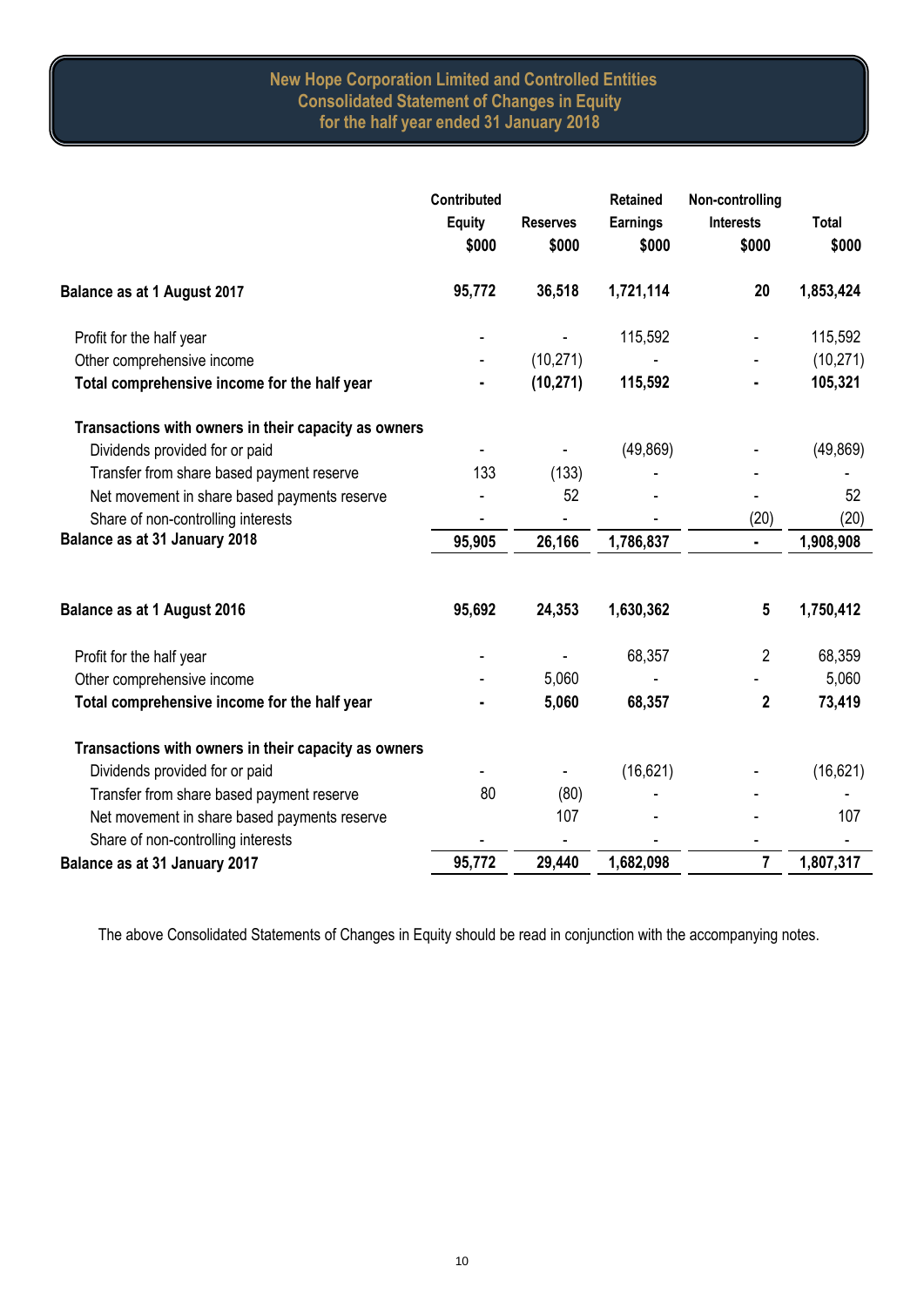# New Hope Corporation Limited and Controlled Entities
## Consolidated Statement of Changes in Equity
### for the half year ended 31 January 2018

| | Contributed Equity $000 | Reserves $000 | Retained Earnings $000 | Non-controlling Interests $000 | Total $000 |
|---|---|---|---|---|---|
| **Balance as at 1 August 2017** | **95,772** | **36,518** | **1,721,114** | **20** | **1,853,424** |
| Profit for the half year | - | - | 115,592 | - | 115,592 |
| Other comprehensive income | - | (10,271) | - | - | (10,271) |
| **Total comprehensive income for the half year** | **-** | **(10,271)** | **115,592** | **-** | **105,321** |
| **Transactions with owners in their capacity as owners** | | | | | |
| Dividends provided for or paid | - | - | (49,869) | - | (49,869) |
| Transfer from share based payment reserve | 133 | (133) | - | - | - |
| Net movement in share based payments reserve | - | 52 | - | - | 52 |
| Share of non-controlling interests | - | - | - | (20) | (20) |
| **Balance as at 31 January 2018** | **95,905** | **26,166** | **1,786,837** | **-** | **1,908,908** |
| | | | | | |
| **Balance as at 1 August 2016** | **95,692** | **24,353** | **1,630,362** | **5** | **1,750,412** |
| Profit for the half year | - | - | 68,357 | 2 | 68,359 |
| Other comprehensive income | - | 5,060 | - | - | 5,060 |
| **Total comprehensive income for the half year** | **-** | **5,060** | **68,357** | **2** | **73,419** |
| **Transactions with owners in their capacity as owners** | | | | | |
| Dividends provided for or paid | - | - | (16,621) | - | (16,621) |
| Transfer from share based payment reserve | 80 | (80) | - | - | - |
| Net movement in share based payments reserve | | 107 | - | - | 107 |
| Share of non-controlling interests | - | - | - | - | - |
| **Balance as at 31 January 2017** | **95,772** | **29,440** | **1,682,098** | **7** | **1,807,317** |

The above Consolidated Statements of Changes in Equity should be read in conjunction with the accompanying notes.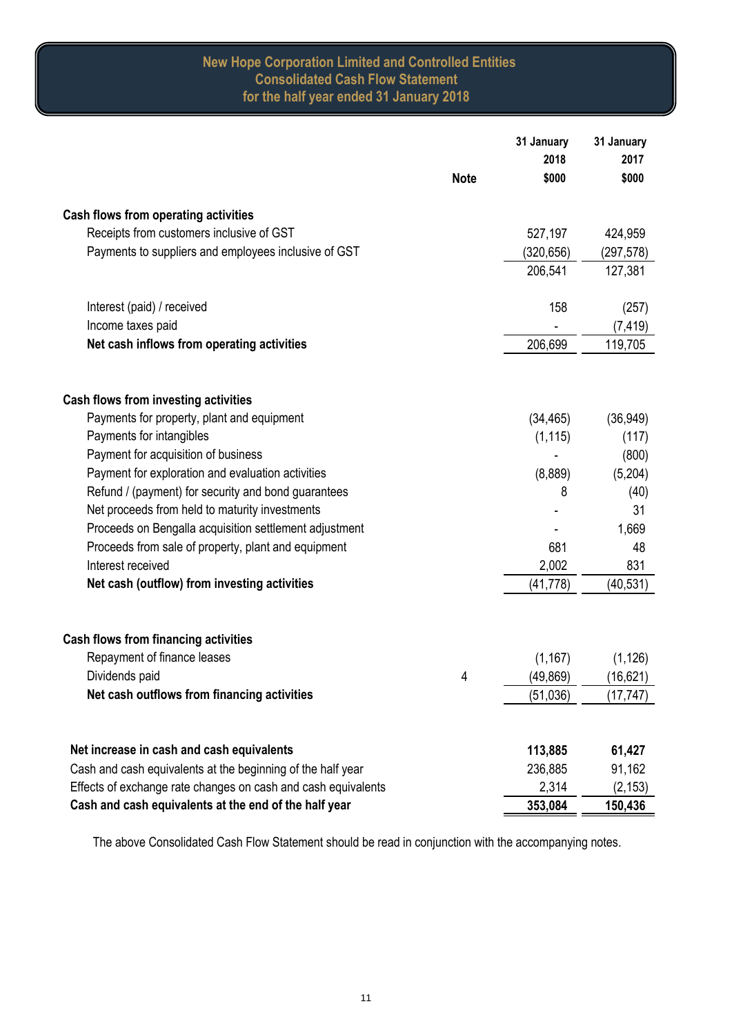# New Hope Corporation Limited and Controlled Entities
## Consolidated Cash Flow Statement
### for the half year ended 31 January 2018

| | Note | 31 January 2018 $000 | 31 January 2017 $000 |
|---|---|---|---|
| **Cash flows from operating activities** | | | |
| Receipts from customers inclusive of GST | | 527,197 | 424,959 |
| Payments to suppliers and employees inclusive of GST | | (320,656) | (297,578) |
| | | 206,541 | 127,381 |
| Interest (paid) / received | | 158 | (257) |
| Income taxes paid | | - | (7,419) |
| **Net cash inflows from operating activities** | | 206,699 | 119,705 |
| **Cash flows from investing activities** | | | |
| Payments for property, plant and equipment | | (34,465) | (36,949) |
| Payments for intangibles | | (1,115) | (117) |
| Payment for acquisition of business | | - | (800) |
| Payment for exploration and evaluation activities | | (8,889) | (5,204) |
| Refund / (payment) for security and bond guarantees | | 8 | (40) |
| Net proceeds from held to maturity investments | | - | 31 |
| Proceeds on Bengalla acquisition settlement adjustment | | - | 1,669 |
| Proceeds from sale of property, plant and equipment | | 681 | 48 |
| Interest received | | 2,002 | 831 |
| **Net cash (outflow) from investing activities** | | (41,778) | (40,531) |
| **Cash flows from financing activities** | | | |
| Repayment of finance leases | | (1,167) | (1,126) |
| Dividends paid | 4 | (49,869) | (16,621) |
| **Net cash outflows from financing activities** | | (51,036) | (17,747) |
| **Net increase in cash and cash equivalents** | | **113,885** | **61,427** |
| Cash and cash equivalents at the beginning of the half year | | 236,885 | 91,162 |
| Effects of exchange rate changes on cash and cash equivalents | | 2,314 | (2,153) |
| **Cash and cash equivalents at the end of the half year** | | **353,084** | **150,436** |

The above Consolidated Cash Flow Statement should be read in conjunction with the accompanying notes.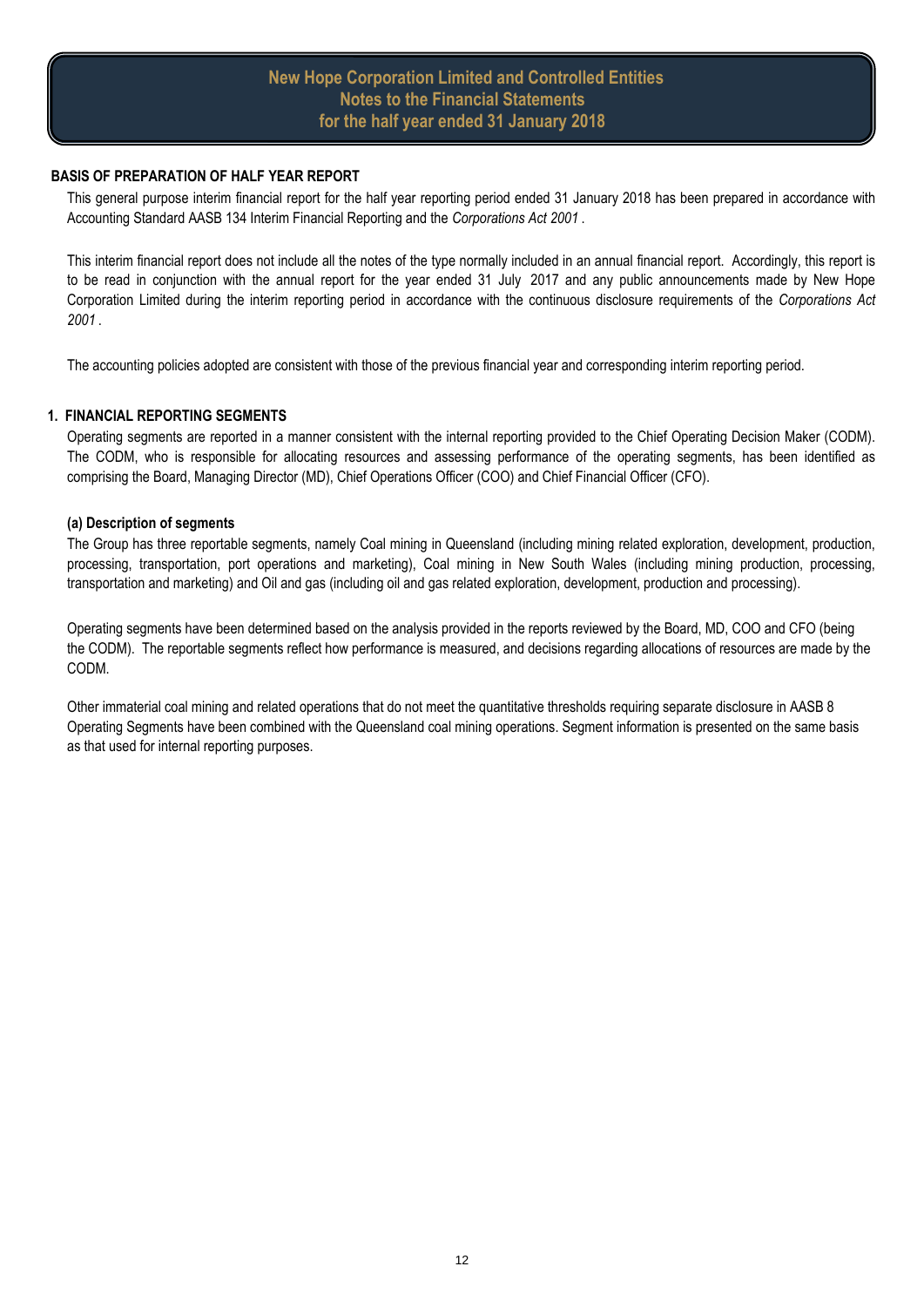# New Hope Corporation Limited and Controlled Entities
# Notes to the Financial Statements
# for the half year ended 31 January 2018

## BASIS OF PREPARATION OF HALF YEAR REPORT

This general purpose interim financial report for the half year reporting period ended 31 January 2018 has been prepared in accordance with Accounting Standard AASB 134 Interim Financial Reporting and the *Corporations Act 2001* .

This interim financial report does not include all the notes of the type normally included in an annual financial report. Accordingly, this report is to be read in conjunction with the annual report for the year ended 31 July 2017 and any public announcements made by New Hope Corporation Limited during the interim reporting period in accordance with the continuous disclosure requirements of the *Corporations Act 2001* .

The accounting policies adopted are consistent with those of the previous financial year and corresponding interim reporting period.

## 1. FINANCIAL REPORTING SEGMENTS

Operating segments are reported in a manner consistent with the internal reporting provided to the Chief Operating Decision Maker (CODM). The CODM, who is responsible for allocating resources and assessing performance of the operating segments, has been identified as comprising the Board, Managing Director (MD), Chief Operations Officer (COO) and Chief Financial Officer (CFO).

### (a) Description of segments

The Group has three reportable segments, namely Coal mining in Queensland (including mining related exploration, development, production, processing, transportation, port operations and marketing), Coal mining in New South Wales (including mining production, processing, transportation and marketing) and Oil and gas (including oil and gas related exploration, development, production and processing).

Operating segments have been determined based on the analysis provided in the reports reviewed by the Board, MD, COO and CFO (being the CODM). The reportable segments reflect how performance is measured, and decisions regarding allocations of resources are made by the CODM.

Other immaterial coal mining and related operations that do not meet the quantitative thresholds requiring separate disclosure in AASB 8 Operating Segments have been combined with the Queensland coal mining operations. Segment information is presented on the same basis as that used for internal reporting purposes.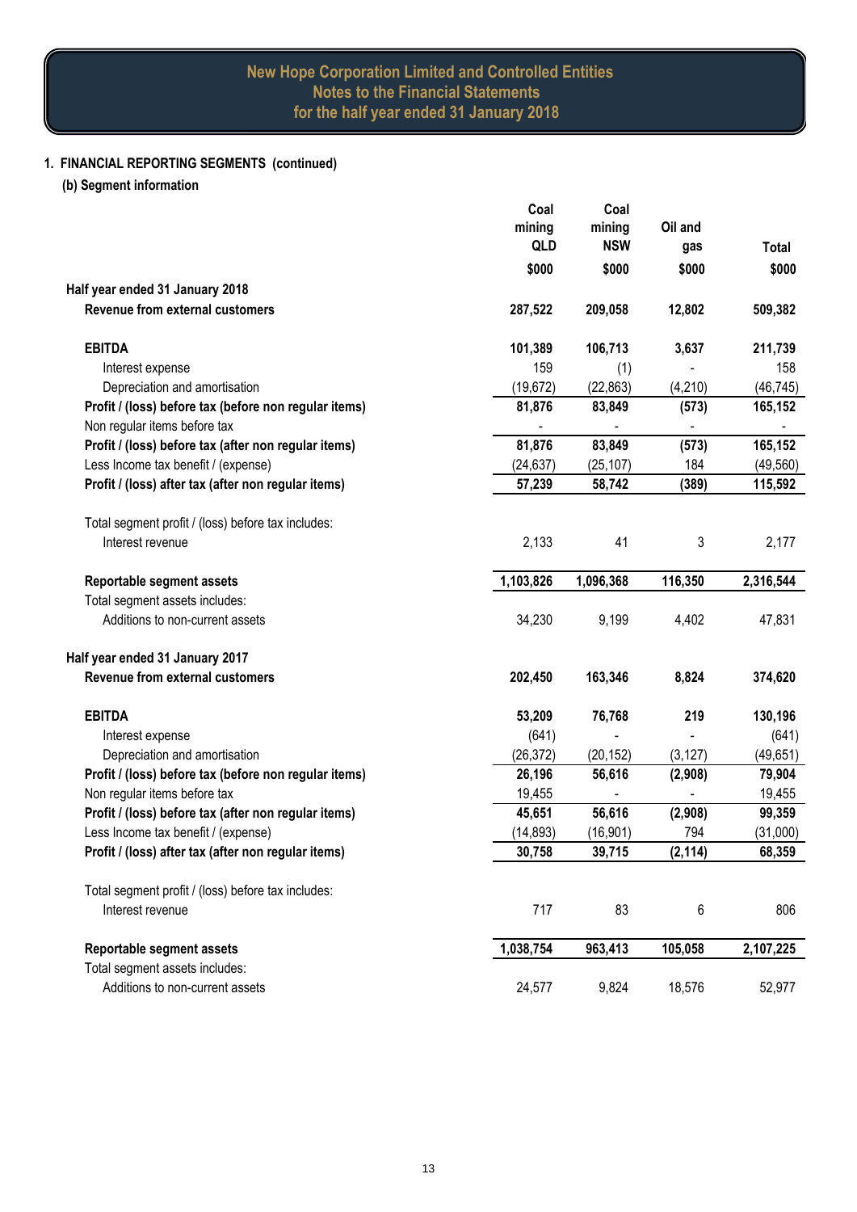# New Hope Corporation Limited and Controlled Entities
## Notes to the Financial Statements
## for the half year ended 31 January 2018

### 1. FINANCIAL REPORTING SEGMENTS (continued)

#### (b) Segment information

| | Coal mining QLD | Coal mining NSW | Oil and gas | Total |
|---|---|---|---|---|
| | $000 | $000 | $000 | $000 |
| **Half year ended 31 January 2018** | | | | |
| **Revenue from external customers** | **287,522** | **209,058** | **12,802** | **509,382** |
| **EBITDA** | **101,389** | **106,713** | **3,637** | **211,739** |
| Interest expense | 159 | (1) | - | 158 |
| Depreciation and amortisation | (19,672) | (22,863) | (4,210) | (46,745) |
| **Profit / (loss) before tax (before non regular items)** | **81,876** | **83,849** | **(573)** | **165,152** |
| Non regular items before tax | - | - | - | - |
| **Profit / (loss) before tax (after non regular items)** | **81,876** | **83,849** | **(573)** | **165,152** |
| Less Income tax benefit / (expense) | (24,637) | (25,107) | 184 | (49,560) |
| **Profit / (loss) after tax (after non regular items)** | **57,239** | **58,742** | **(389)** | **115,592** |
| Total segment profit / (loss) before tax includes: | | | | |
| Interest revenue | 2,133 | 41 | 3 | 2,177 |
| **Reportable segment assets** | **1,103,826** | **1,096,368** | **116,350** | **2,316,544** |
| Total segment assets includes: | | | | |
| Additions to non-current assets | 34,230 | 9,199 | 4,402 | 47,831 |
| **Half year ended 31 January 2017** | | | | |
| **Revenue from external customers** | **202,450** | **163,346** | **8,824** | **374,620** |
| **EBITDA** | **53,209** | **76,768** | **219** | **130,196** |
| Interest expense | (641) | - | - | (641) |
| Depreciation and amortisation | (26,372) | (20,152) | (3,127) | (49,651) |
| **Profit / (loss) before tax (before non regular items)** | **26,196** | **56,616** | **(2,908)** | **79,904** |
| Non regular items before tax | 19,455 | - | - | 19,455 |
| **Profit / (loss) before tax (after non regular items)** | **45,651** | **56,616** | **(2,908)** | **99,359** |
| Less Income tax benefit / (expense) | (14,893) | (16,901) | 794 | (31,000) |
| **Profit / (loss) after tax (after non regular items)** | **30,758** | **39,715** | **(2,114)** | **68,359** |
| Total segment profit / (loss) before tax includes: | | | | |
| Interest revenue | 717 | 83 | 6 | 806 |
| **Reportable segment assets** | **1,038,754** | **963,413** | **105,058** | **2,107,225** |
| Total segment assets includes: | | | | |
| Additions to non-current assets | 24,577 | 9,824 | 18,576 | 52,977 |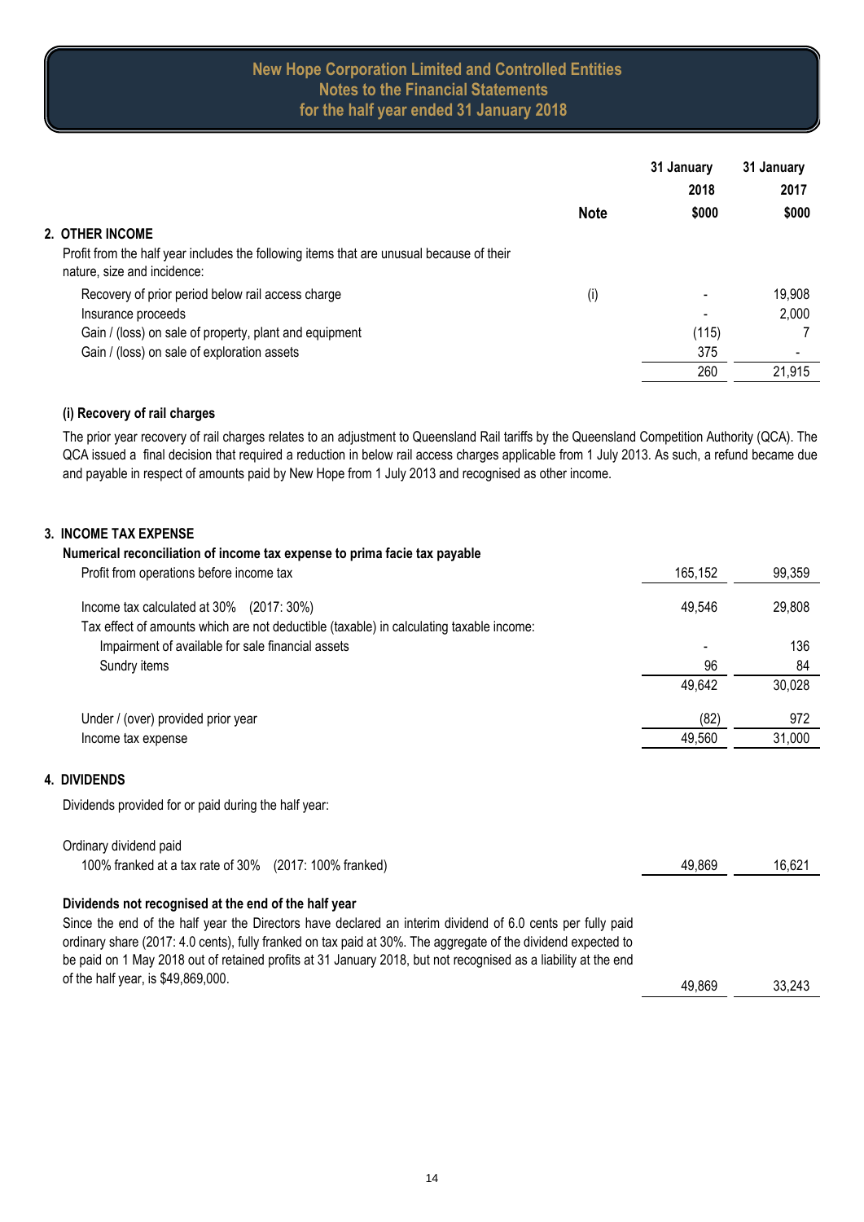# New Hope Corporation Limited and Controlled Entities
## Notes to the Financial Statements
## for the half year ended 31 January 2018

| | Note | 31 January 2018 $000 | 31 January 2017 $000 |
|---|---|---|---|
| **2. OTHER INCOME** | | | |
| Profit from the half year includes the following items that are unusual because of their nature, size and incidence: | | | |
| Recovery of prior period below rail access charge | (i) | - | 19,908 |
| Insurance proceeds | | - | 2,000 |
| Gain / (loss) on sale of property, plant and equipment | | (115) | 7 |
| Gain / (loss) on sale of exploration assets | | 375 | - |
| | | 260 | 21,915 |

**(i) Recovery of rail charges**

The prior year recovery of rail charges relates to an adjustment to Queensland Rail tariffs by the Queensland Competition Authority (QCA). The QCA issued a final decision that required a reduction in below rail access charges applicable from 1 July 2013. As such, a refund became due and payable in respect of amounts paid by New Hope from 1 July 2013 and recognised as other income.

## 3. INCOME TAX EXPENSE

**Numerical reconciliation of income tax expense to prima facie tax payable**

| | 31 January 2018 $000 | 31 January 2017 $000 |
|---|---|---|
| Profit from operations before income tax | 165,152 | 99,359 |
| Income tax calculated at 30% (2017: 30%) | 49,546 | 29,808 |
| Tax effect of amounts which are not deductible (taxable) in calculating taxable income: | | |
| Impairment of available for sale financial assets | - | 136 |
| Sundry items | 96 | 84 |
| | 49,642 | 30,028 |
| Under / (over) provided prior year | (82) | 972 |
| Income tax expense | 49,560 | 31,000 |

## 4. DIVIDENDS

Dividends provided for or paid during the half year:

| | 31 January 2018 $000 | 31 January 2017 $000 |
|---|---|---|
| Ordinary dividend paid | | |
| 100% franked at a tax rate of 30% (2017: 100% franked) | 49,869 | 16,621 |

**Dividends not recognised at the end of the half year**

| | 31 January 2018 $000 | 31 January 2017 $000 |
|---|---|---|
| Since the end of the half year the Directors have declared an interim dividend of 6.0 cents per fully paid ordinary share (2017: 4.0 cents), fully franked on tax paid at 30%. The aggregate of the dividend expected to be paid on 1 May 2018 out of retained profits at 31 January 2018, but not recognised as a liability at the end of the half year, is $49,869,000. | 49,869 | 33,243 |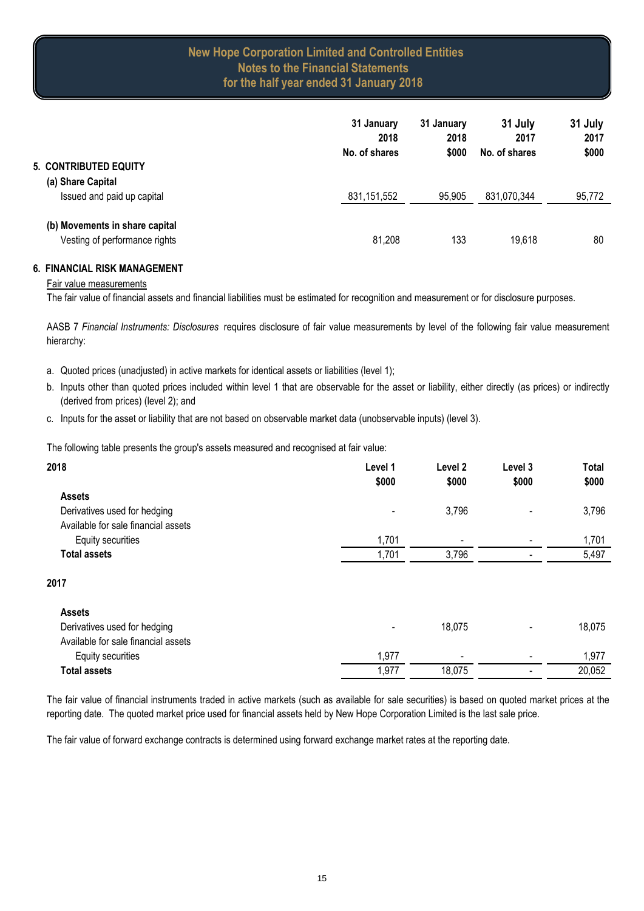## 5. CONTRIBUTED EQUITY

| | 31 January 2018 No. of shares | 31 January 2018 $000 | 31 July 2017 No. of shares | 31 July 2017 $000 |
|---|---|---|---|---|
| **(a) Share Capital** | | | | |
| Issued and paid up capital | 831,151,552 | 95,905 | 831,070,344 | 95,772 |
| **(b) Movements in share capital** | | | | |
| Vesting of performance rights | 81,208 | 133 | 19,618 | 80 |

## 6. FINANCIAL RISK MANAGEMENT

Fair value measurements

The fair value of financial assets and financial liabilities must be estimated for recognition and measurement or for disclosure purposes.

AASB 7 *Financial Instruments: Disclosures* requires disclosure of fair value measurements by level of the following fair value measurement hierarchy:

a. Quoted prices (unadjusted) in active markets for identical assets or liabilities (level 1);

b. Inputs other than quoted prices included within level 1 that are observable for the asset or liability, either directly (as prices) or indirectly (derived from prices) (level 2); and

c. Inputs for the asset or liability that are not based on observable market data (unobservable inputs) (level 3).

The following table presents the group's assets measured and recognised at fair value:

| 2018 | Level 1 $000 | Level 2 $000 | Level 3 $000 | Total $000 |
|---|---|---|---|---|
| **Assets** | | | | |
| Derivatives used for hedging | - | 3,796 | - | 3,796 |
| Available for sale financial assets | | | | |
| Equity securities | 1,701 | - | - | 1,701 |
| **Total assets** | 1,701 | 3,796 | - | 5,497 |

| 2017 | Level 1 $000 | Level 2 $000 | Level 3 $000 | Total $000 |
|---|---|---|---|---|
| **Assets** | | | | |
| Derivatives used for hedging | - | 18,075 | - | 18,075 |
| Available for sale financial assets | | | | |
| Equity securities | 1,977 | - | - | 1,977 |
| **Total assets** | 1,977 | 18,075 | - | 20,052 |

The fair value of financial instruments traded in active markets (such as available for sale securities) is based on quoted market prices at the reporting date. The quoted market price used for financial assets held by New Hope Corporation Limited is the last sale price.

The fair value of forward exchange contracts is determined using forward exchange market rates at the reporting date.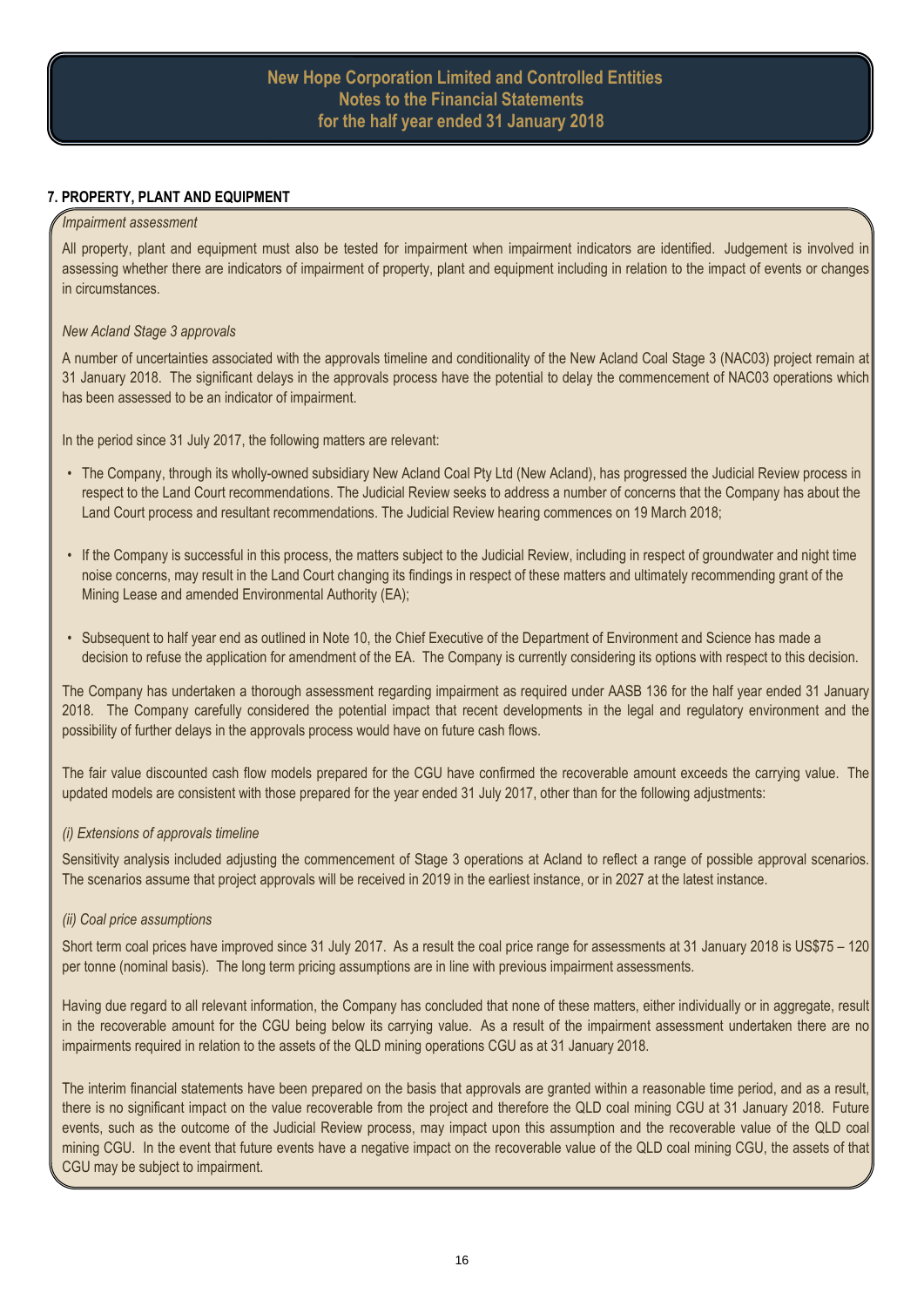## 7. PROPERTY, PLANT AND EQUIPMENT

*Impairment assessment*

All property, plant and equipment must also be tested for impairment when impairment indicators are identified. Judgement is involved in assessing whether there are indicators of impairment of property, plant and equipment including in relation to the impact of events or changes in circumstances.

*New Acland Stage 3 approvals*

A number of uncertainties associated with the approvals timeline and conditionality of the New Acland Coal Stage 3 (NAC03) project remain at 31 January 2018. The significant delays in the approvals process have the potential to delay the commencement of NAC03 operations which has been assessed to be an indicator of impairment.

In the period since 31 July 2017, the following matters are relevant:

- The Company, through its wholly-owned subsidiary New Acland Coal Pty Ltd (New Acland), has progressed the Judicial Review process in respect to the Land Court recommendations. The Judicial Review seeks to address a number of concerns that the Company has about the Land Court process and resultant recommendations. The Judicial Review hearing commences on 19 March 2018;
- If the Company is successful in this process, the matters subject to the Judicial Review, including in respect of groundwater and night time noise concerns, may result in the Land Court changing its findings in respect of these matters and ultimately recommending grant of the Mining Lease and amended Environmental Authority (EA);
- Subsequent to half year end as outlined in Note 10, the Chief Executive of the Department of Environment and Science has made a decision to refuse the application for amendment of the EA. The Company is currently considering its options with respect to this decision.

The Company has undertaken a thorough assessment regarding impairment as required under AASB 136 for the half year ended 31 January 2018. The Company carefully considered the potential impact that recent developments in the legal and regulatory environment and the possibility of further delays in the approvals process would have on future cash flows.

The fair value discounted cash flow models prepared for the CGU have confirmed the recoverable amount exceeds the carrying value. The updated models are consistent with those prepared for the year ended 31 July 2017, other than for the following adjustments:

*(i) Extensions of approvals timeline*

Sensitivity analysis included adjusting the commencement of Stage 3 operations at Acland to reflect a range of possible approval scenarios. The scenarios assume that project approvals will be received in 2019 in the earliest instance, or in 2027 at the latest instance.

*(ii) Coal price assumptions*

Short term coal prices have improved since 31 July 2017. As a result the coal price range for assessments at 31 January 2018 is US$75 – 120 per tonne (nominal basis). The long term pricing assumptions are in line with previous impairment assessments.

Having due regard to all relevant information, the Company has concluded that none of these matters, either individually or in aggregate, result in the recoverable amount for the CGU being below its carrying value. As a result of the impairment assessment undertaken there are no impairments required in relation to the assets of the QLD mining operations CGU as at 31 January 2018.

The interim financial statements have been prepared on the basis that approvals are granted within a reasonable time period, and as a result, there is no significant impact on the value recoverable from the project and therefore the QLD coal mining CGU at 31 January 2018. Future events, such as the outcome of the Judicial Review process, may impact upon this assumption and the recoverable value of the QLD coal mining CGU. In the event that future events have a negative impact on the recoverable value of the QLD coal mining CGU, the assets of that CGU may be subject to impairment.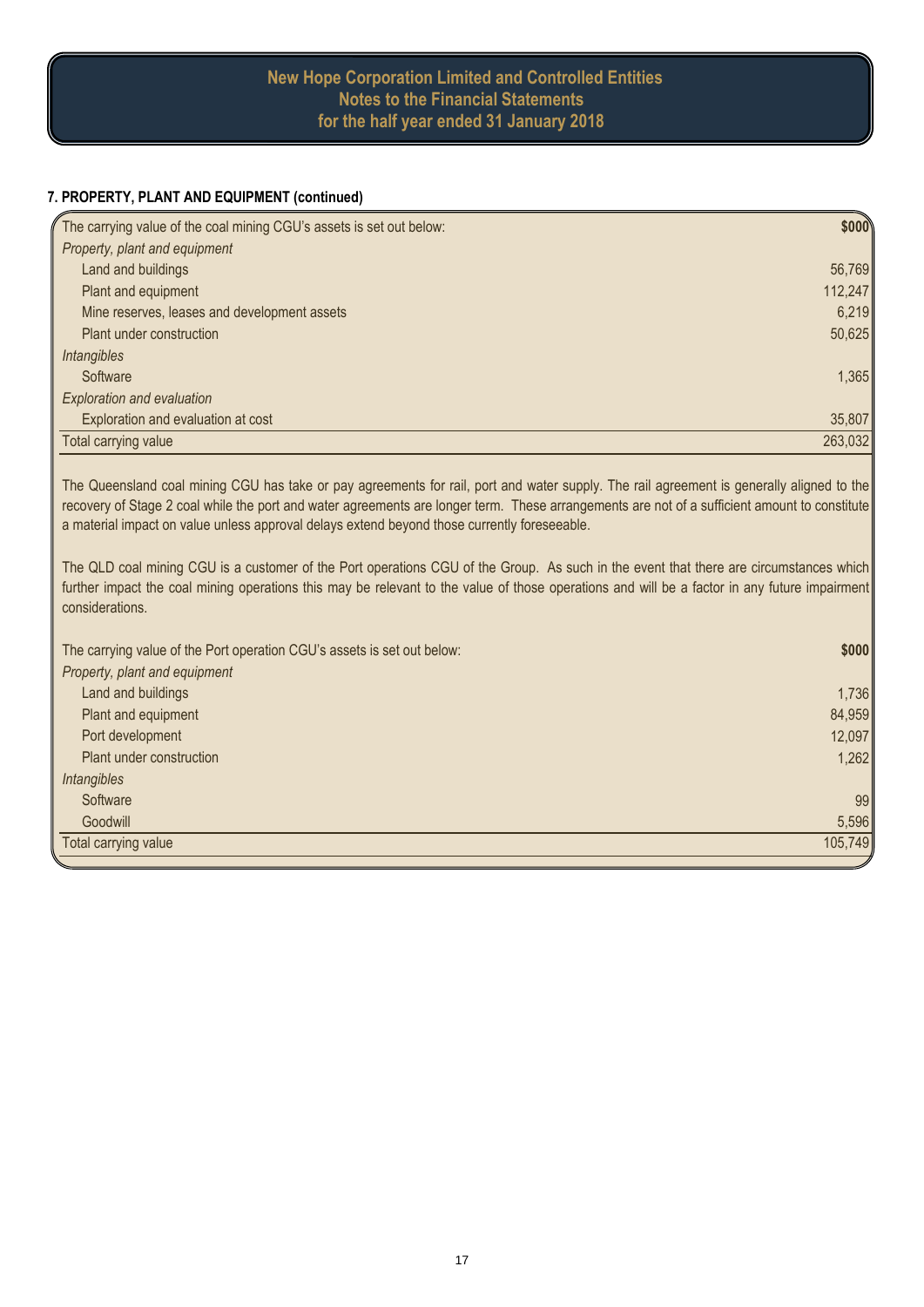## 7. PROPERTY, PLANT AND EQUIPMENT (continued)

| The carrying value of the coal mining CGU's assets is set out below: | $000 |
|---|---|
| *Property, plant and equipment* | |
| Land and buildings | 56,769 |
| Plant and equipment | 112,247 |
| Mine reserves, leases and development assets | 6,219 |
| Plant under construction | 50,625 |
| *Intangibles* | |
| Software | 1,365 |
| *Exploration and evaluation* | |
| Exploration and evaluation at cost | 35,807 |
| Total carrying value | 263,032 |

The Queensland coal mining CGU has take or pay agreements for rail, port and water supply. The rail agreement is generally aligned to the recovery of Stage 2 coal while the port and water agreements are longer term. These arrangements are not of a sufficient amount to constitute a material impact on value unless approval delays extend beyond those currently foreseeable.

The QLD coal mining CGU is a customer of the Port operations CGU of the Group. As such in the event that there are circumstances which further impact the coal mining operations this may be relevant to the value of those operations and will be a factor in any future impairment considerations.

| The carrying value of the Port operation CGU's assets is set out below: | $000 |
|---|---|
| *Property, plant and equipment* | |
| Land and buildings | 1,736 |
| Plant and equipment | 84,959 |
| Port development | 12,097 |
| Plant under construction | 1,262 |
| *Intangibles* | |
| Software | 99 |
| Goodwill | 5,596 |
| Total carrying value | 105,749 |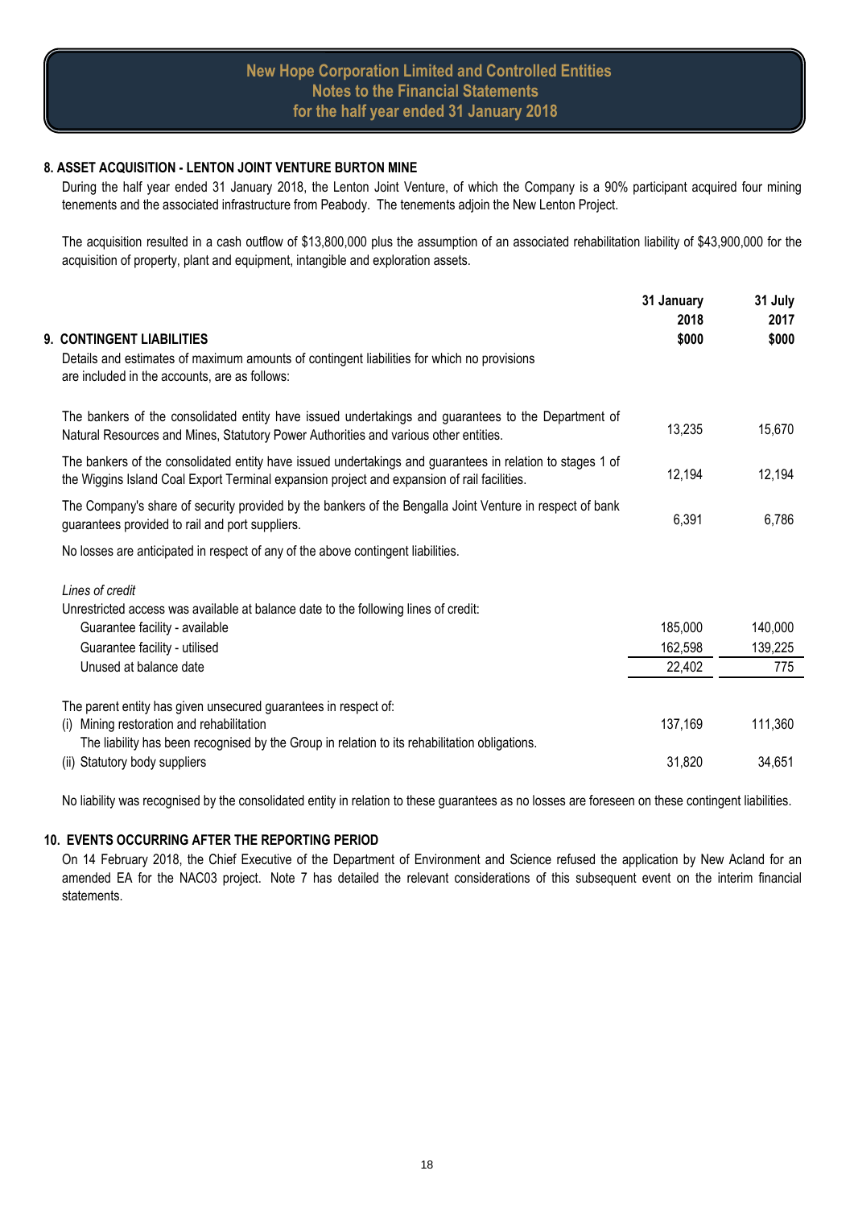## 8. ASSET ACQUISITION - LENTON JOINT VENTURE BURTON MINE

During the half year ended 31 January 2018, the Lenton Joint Venture, of which the Company is a 90% participant acquired four mining tenements and the associated infrastructure from Peabody. The tenements adjoin the New Lenton Project.

The acquisition resulted in a cash outflow of $13,800,000 plus the assumption of an associated rehabilitation liability of $43,900,000 for the acquisition of property, plant and equipment, intangible and exploration assets.

## 9. CONTINGENT LIABILITIES

| | 31 January 2018 $000 | 31 July 2017 $000 |
|---|---|---|
| Details and estimates of maximum amounts of contingent liabilities for which no provisions are included in the accounts, are as follows: | | |
| The bankers of the consolidated entity have issued undertakings and guarantees to the Department of Natural Resources and Mines, Statutory Power Authorities and various other entities. | 13,235 | 15,670 |
| The bankers of the consolidated entity have issued undertakings and guarantees in relation to stages 1 of the Wiggins Island Coal Export Terminal expansion project and expansion of rail facilities. | 12,194 | 12,194 |
| The Company's share of security provided by the bankers of the Bengalla Joint Venture in respect of bank guarantees provided to rail and port suppliers. | 6,391 | 6,786 |

No losses are anticipated in respect of any of the above contingent liabilities.

*Lines of credit*

| Unrestricted access was available at balance date to the following lines of credit: | 31 January 2018 $000 | 31 July 2017 $000 |
|---|---|---|
| Guarantee facility - available | 185,000 | 140,000 |
| Guarantee facility - utilised | 162,598 | 139,225 |
| Unused at balance date | 22,402 | 775 |

| The parent entity has given unsecured guarantees in respect of: | 31 January 2018 $000 | 31 July 2017 $000 |
|---|---|---|
| (i) Mining restoration and rehabilitation | 137,169 | 111,360 |
| The liability has been recognised by the Group in relation to its rehabilitation obligations. | | |
| (ii) Statutory body suppliers | 31,820 | 34,651 |

No liability was recognised by the consolidated entity in relation to these guarantees as no losses are foreseen on these contingent liabilities.

## 10. EVENTS OCCURRING AFTER THE REPORTING PERIOD

On 14 February 2018, the Chief Executive of the Department of Environment and Science refused the application by New Acland for an amended EA for the NAC03 project. Note 7 has detailed the relevant considerations of this subsequent event on the interim financial statements.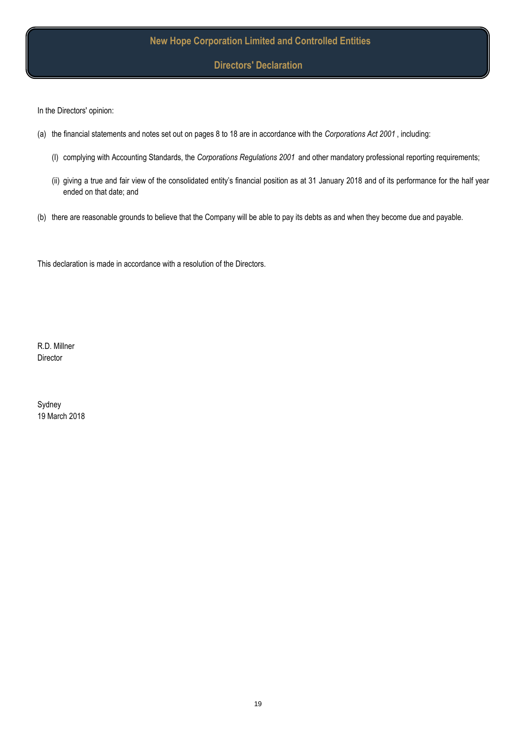# New Hope Corporation Limited and Controlled Entities

## Directors' Declaration

In the Directors' opinion:

(a) the financial statements and notes set out on pages 8 to 18 are in accordance with the *Corporations Act 2001* , including:

(I) complying with Accounting Standards, the *Corporations Regulations 2001* and other mandatory professional reporting requirements;

(ii) giving a true and fair view of the consolidated entity's financial position as at 31 January 2018 and of its performance for the half year ended on that date; and

(b) there are reasonable grounds to believe that the Company will be able to pay its debts as and when they become due and payable.

This declaration is made in accordance with a resolution of the Directors.

R.D. Millner
Director

Sydney
19 March 2018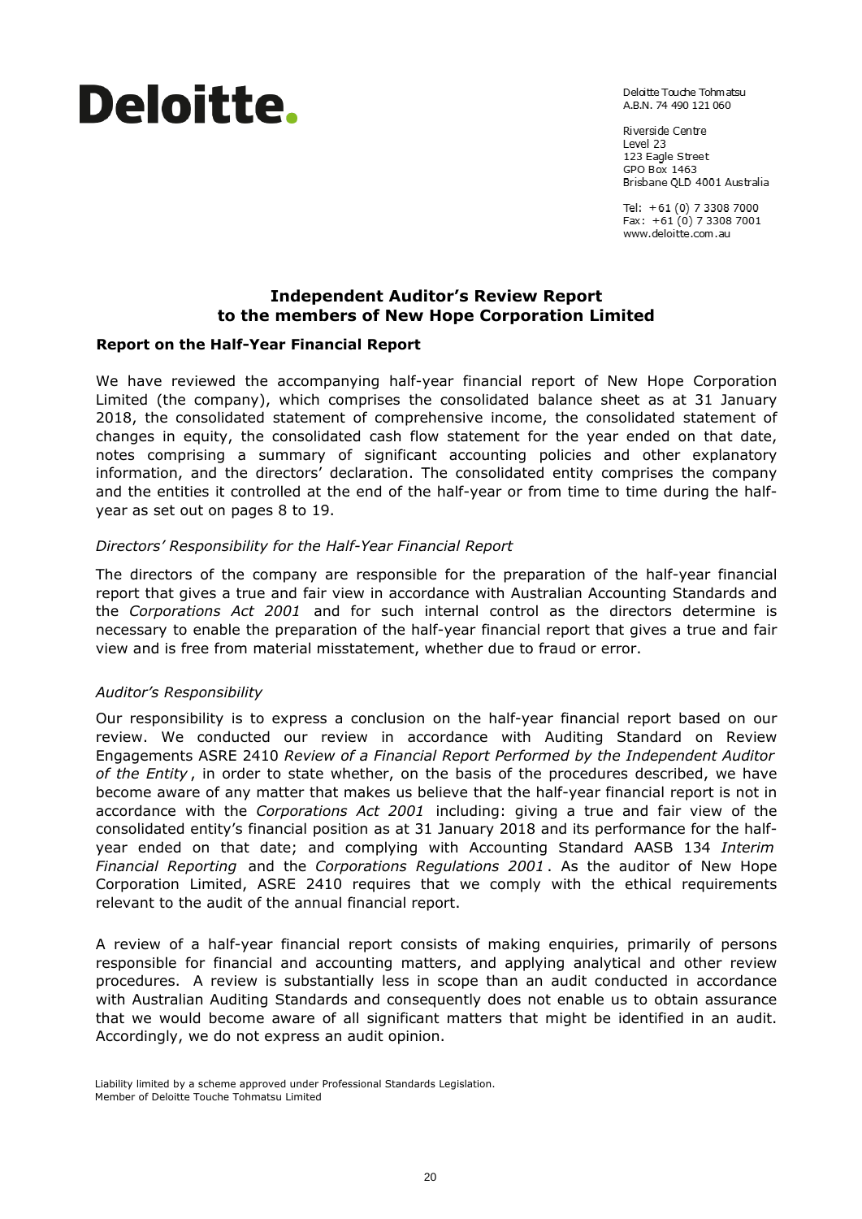# Deloitte.

Deloitte Touche Tohmatsu
A.B.N. 74 490 121 060

Riverside Centre
Level 23
123 Eagle Street
GPO Box 1463
Brisbane QLD 4001 Australia

Tel: +61 (0) 7 3308 7000
Fax: +61 (0) 7 3308 7001
www.deloitte.com.au

## Independent Auditor's Review Report to the members of New Hope Corporation Limited

### Report on the Half-Year Financial Report

We have reviewed the accompanying half-year financial report of New Hope Corporation Limited (the company), which comprises the consolidated balance sheet as at 31 January 2018, the consolidated statement of comprehensive income, the consolidated statement of changes in equity, the consolidated cash flow statement for the year ended on that date, notes comprising a summary of significant accounting policies and other explanatory information, and the directors' declaration. The consolidated entity comprises the company and the entities it controlled at the end of the half-year or from time to time during the half-year as set out on pages 8 to 19.

*Directors' Responsibility for the Half-Year Financial Report*

The directors of the company are responsible for the preparation of the half-year financial report that gives a true and fair view in accordance with Australian Accounting Standards and the *Corporations Act 2001* and for such internal control as the directors determine is necessary to enable the preparation of the half-year financial report that gives a true and fair view and is free from material misstatement, whether due to fraud or error.

*Auditor's Responsibility*

Our responsibility is to express a conclusion on the half-year financial report based on our review. We conducted our review in accordance with Auditing Standard on Review Engagements ASRE 2410 *Review of a Financial Report Performed by the Independent Auditor of the Entity*, in order to state whether, on the basis of the procedures described, we have become aware of any matter that makes us believe that the half-year financial report is not in accordance with the *Corporations Act 2001* including: giving a true and fair view of the consolidated entity's financial position as at 31 January 2018 and its performance for the half-year ended on that date; and complying with Accounting Standard AASB 134 *Interim Financial Reporting* and the *Corporations Regulations 2001*. As the auditor of New Hope Corporation Limited, ASRE 2410 requires that we comply with the ethical requirements relevant to the audit of the annual financial report.

A review of a half-year financial report consists of making enquiries, primarily of persons responsible for financial and accounting matters, and applying analytical and other review procedures. A review is substantially less in scope than an audit conducted in accordance with Australian Auditing Standards and consequently does not enable us to obtain assurance that we would become aware of all significant matters that might be identified in an audit. Accordingly, we do not express an audit opinion.

Liability limited by a scheme approved under Professional Standards Legislation.
Member of Deloitte Touche Tohmatsu Limited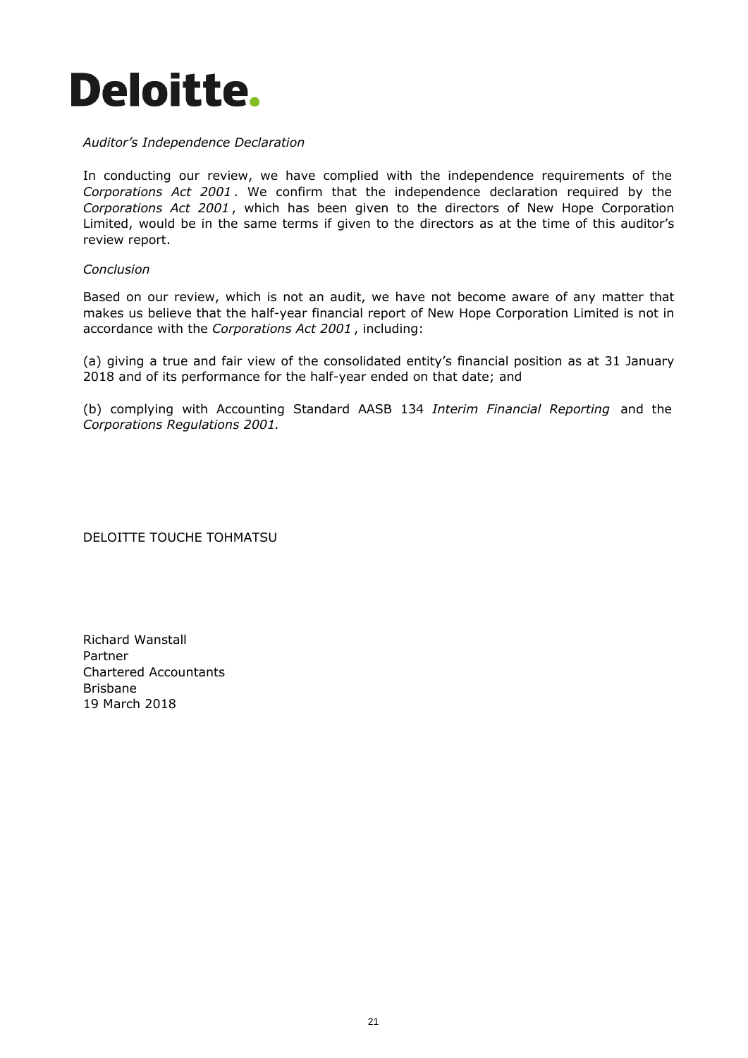# Deloitte.

*Auditor's Independence Declaration*

In conducting our review, we have complied with the independence requirements of the *Corporations Act 2001*. We confirm that the independence declaration required by the *Corporations Act 2001*, which has been given to the directors of New Hope Corporation Limited, would be in the same terms if given to the directors as at the time of this auditor's review report.

*Conclusion*

Based on our review, which is not an audit, we have not become aware of any matter that makes us believe that the half-year financial report of New Hope Corporation Limited is not in accordance with the *Corporations Act 2001*, including:

(a) giving a true and fair view of the consolidated entity's financial position as at 31 January 2018 and of its performance for the half-year ended on that date; and

(b) complying with Accounting Standard AASB 134 *Interim Financial Reporting* and the *Corporations Regulations 2001.*

DELOITTE TOUCHE TOHMATSU

Richard Wanstall
Partner
Chartered Accountants
Brisbane
19 March 2018